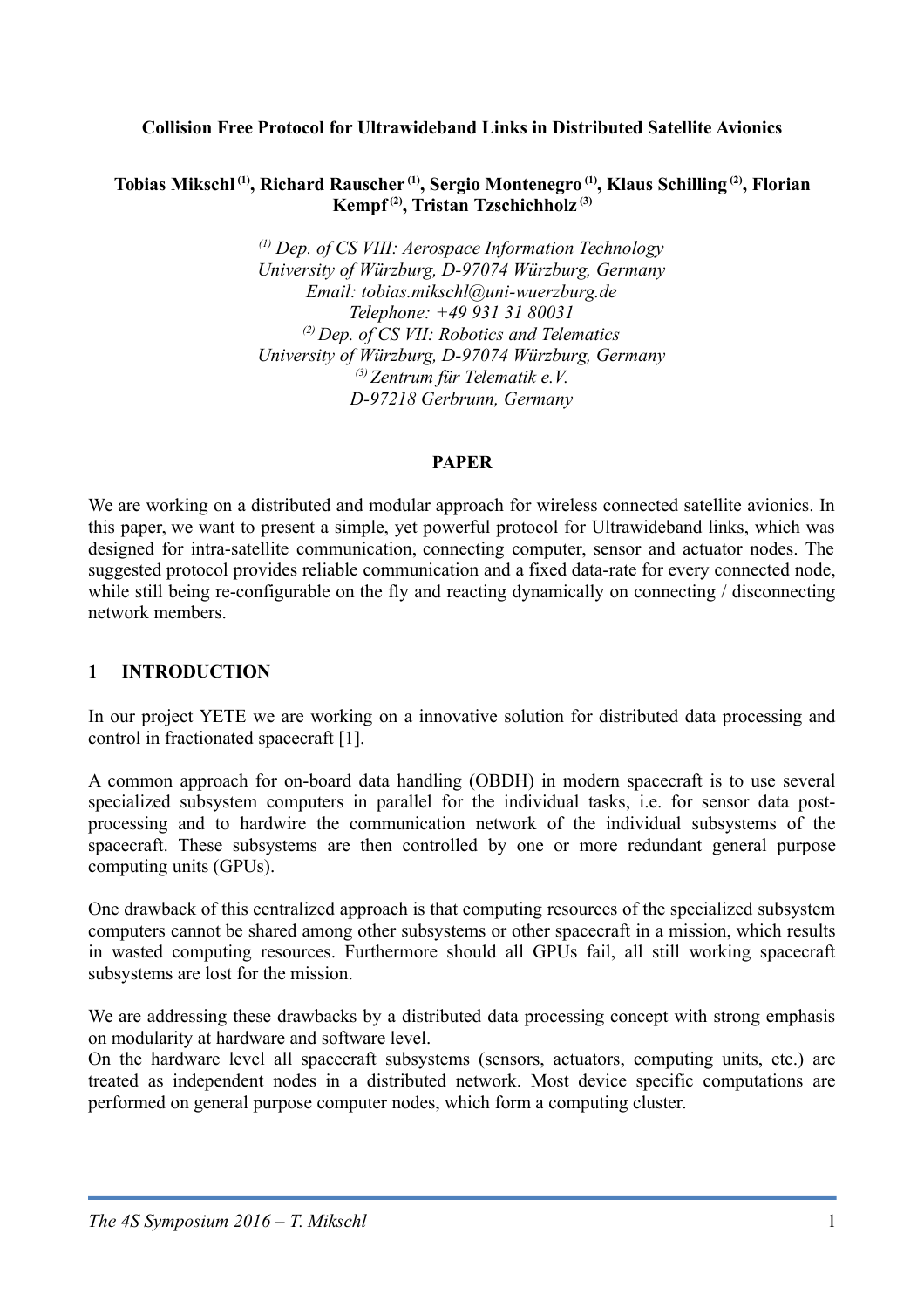# Collision Free Protocol for Ultrawideband Links in Distributed Satellite Avionics

**Tobias Mikschl [1], Richard Rauscher [1], Sergio Montenegro [1], Klaus Schilling [2], Florian Kempf [2], Tristan Tzschichholz [3]**

*[1] Dep. of CS VIII: Aerospace Information Technology*
*University of Würzburg, D-97074 Würzburg, Germany*
*Email: tobias.mikschl@uni-wuerzburg.de*
*Telephone: +49 931 31 80031*
*[2] Dep. of CS VII: Robotics and Telematics*
*University of Würzburg, D-97074 Würzburg, Germany*
*[3] Zentrum für Telematik e.V.*
*D-97218 Gerbrunn, Germany*

**PAPER**

We are working on a distributed and modular approach for wireless connected satellite avionics. In this paper, we want to present a simple, yet powerful protocol for Ultrawideband links, which was designed for intra-satellite communication, connecting computer, sensor and actuator nodes. The suggested protocol provides reliable communication and a fixed data-rate for every connected node, while still being re-configurable on the fly and reacting dynamically on connecting / disconnecting network members.

## 1 INTRODUCTION

In our project YETE we are working on a innovative solution for distributed data processing and control in fractionated spacecraft [1].

A common approach for on-board data handling (OBDH) in modern spacecraft is to use several specialized subsystem computers in parallel for the individual tasks, i.e. for sensor data post-processing and to hardwire the communication network of the individual subsystems of the spacecraft. These subsystems are then controlled by one or more redundant general purpose computing units (GPUs).

One drawback of this centralized approach is that computing resources of the specialized subsystem computers cannot be shared among other subsystems or other spacecraft in a mission, which results in wasted computing resources. Furthermore should all GPUs fail, all still working spacecraft subsystems are lost for the mission.

We are addressing these drawbacks by a distributed data processing concept with strong emphasis on modularity at hardware and software level.
On the hardware level all spacecraft subsystems (sensors, actuators, computing units, etc.) are treated as independent nodes in a distributed network. Most device specific computations are performed on general purpose computer nodes, which form a computing cluster.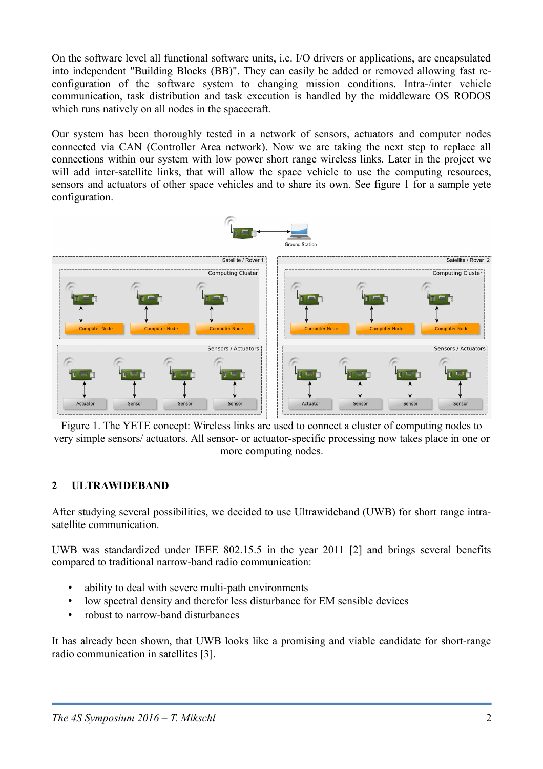On the software level all functional software units, i.e. I/O drivers or applications, are encapsulated into independent "Building Blocks (BB)". They can easily be added or removed allowing fast re-configuration of the software system to changing mission conditions. Intra-/inter vehicle communication, task distribution and task execution is handled by the middleware OS RODOS which runs natively on all nodes in the spacecraft.

Our system has been thoroughly tested in a network of sensors, actuators and computer nodes connected via CAN (Controller Area network). Now we are taking the next step to replace all connections within our system with low power short range wireless links. Later in the project we will add inter-satellite links, that will allow the space vehicle to use the computing resources, sensors and actuators of other space vehicles and to share its own. See figure 1 for a sample yete configuration.

Figure 1. The YETE concept: Wireless links are used to connect a cluster of computing nodes to very simple sensors/ actuators. All sensor- or actuator-specific processing now takes place in one or more computing nodes.

## 2 ULTRAWIDEBAND

After studying several possibilities, we decided to use Ultrawideband (UWB) for short range intra-satellite communication.

UWB was standardized under IEEE 802.15.5 in the year 2011 [2] and brings several benefits compared to traditional narrow-band radio communication:

- ability to deal with severe multi-path environments
- low spectral density and therefor less disturbance for EM sensible devices
- robust to narrow-band disturbances

It has already been shown, that UWB looks like a promising and viable candidate for short-range radio communication in satellites [3].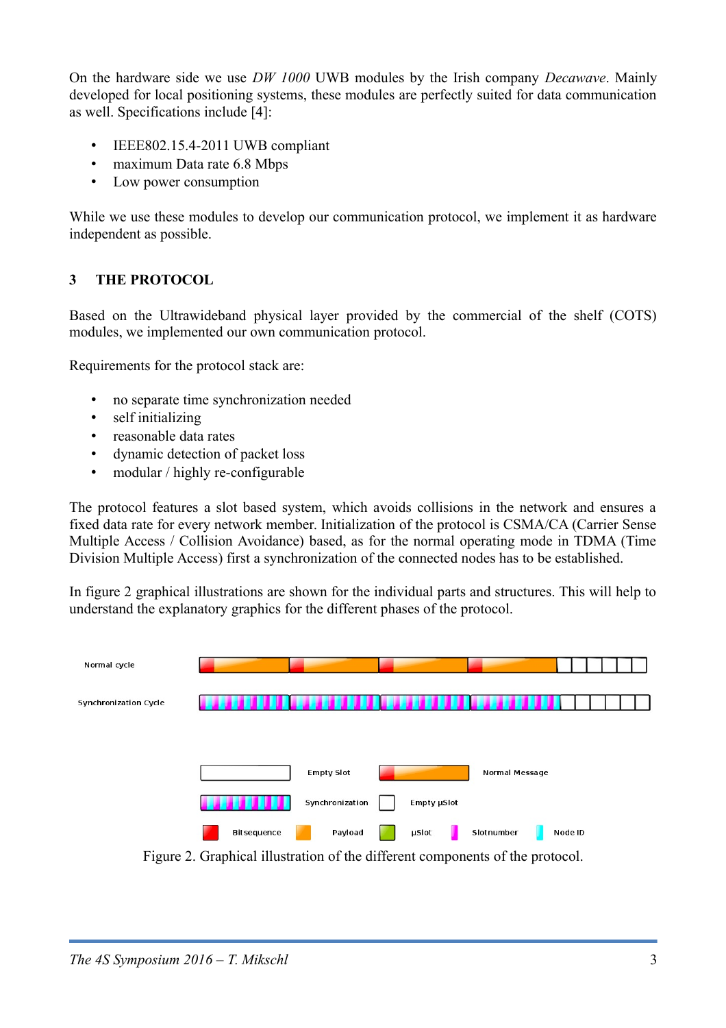On the hardware side we use *DW 1000* UWB modules by the Irish company *Decawave*. Mainly developed for local positioning systems, these modules are perfectly suited for data communication as well. Specifications include [4]:

- IEEE802.15.4-2011 UWB compliant
- maximum Data rate 6.8 Mbps
- Low power consumption

While we use these modules to develop our communication protocol, we implement it as hardware independent as possible.

## 3 THE PROTOCOL

Based on the Ultrawideband physical layer provided by the commercial of the shelf (COTS) modules, we implemented our own communication protocol.

Requirements for the protocol stack are:

- no separate time synchronization needed
- self initializing
- reasonable data rates
- dynamic detection of packet loss
- modular / highly re-configurable

The protocol features a slot based system, which avoids collisions in the network and ensures a fixed data rate for every network member. Initialization of the protocol is CSMA/CA (Carrier Sense Multiple Access / Collision Avoidance) based, as for the normal operating mode in TDMA (Time Division Multiple Access) first a synchronization of the connected nodes has to be established.

In figure 2 graphical illustrations are shown for the individual parts and structures. This will help to understand the explanatory graphics for the different phases of the protocol.

Normal cycle

Synchronization Cycle

Empty Slot

Normal Message

Synchronization

Empty µSlot

Bitsequence

Payload

µSlot

Slotnumber

Node ID

Figure 2. Graphical illustration of the different components of the protocol.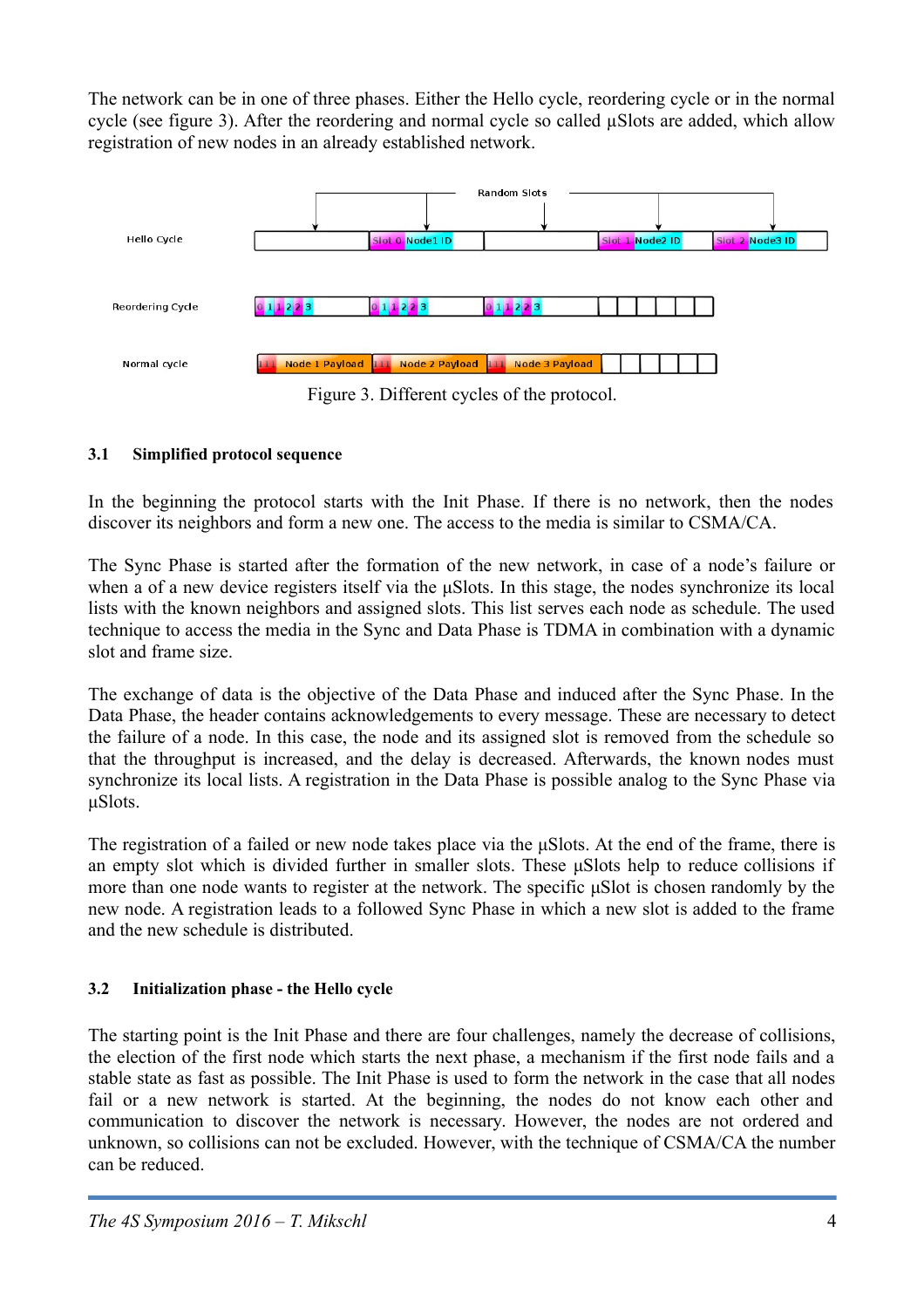The network can be in one of three phases. Either the Hello cycle, reordering cycle or in the normal cycle (see figure 3). After the reordering and normal cycle so called µSlots are added, which allow registration of new nodes in an already established network.

Figure 3. Different cycles of the protocol.

### 3.1 Simplified protocol sequence

In the beginning the protocol starts with the Init Phase. If there is no network, then the nodes discover its neighbors and form a new one. The access to the media is similar to CSMA/CA.

The Sync Phase is started after the formation of the new network, in case of a node's failure or when a of a new device registers itself via the µSlots. In this stage, the nodes synchronize its local lists with the known neighbors and assigned slots. This list serves each node as schedule. The used technique to access the media in the Sync and Data Phase is TDMA in combination with a dynamic slot and frame size.

The exchange of data is the objective of the Data Phase and induced after the Sync Phase. In the Data Phase, the header contains acknowledgements to every message. These are necessary to detect the failure of a node. In this case, the node and its assigned slot is removed from the schedule so that the throughput is increased, and the delay is decreased. Afterwards, the known nodes must synchronize its local lists. A registration in the Data Phase is possible analog to the Sync Phase via µSlots.

The registration of a failed or new node takes place via the µSlots. At the end of the frame, there is an empty slot which is divided further in smaller slots. These µSlots help to reduce collisions if more than one node wants to register at the network. The specific µSlot is chosen randomly by the new node. A registration leads to a followed Sync Phase in which a new slot is added to the frame and the new schedule is distributed.

### 3.2 Initialization phase - the Hello cycle

The starting point is the Init Phase and there are four challenges, namely the decrease of collisions, the election of the first node which starts the next phase, a mechanism if the first node fails and a stable state as fast as possible. The Init Phase is used to form the network in the case that all nodes fail or a new network is started. At the beginning, the nodes do not know each other and communication to discover the network is necessary. However, the nodes are not ordered and unknown, so collisions can not be excluded. However, with the technique of CSMA/CA the number can be reduced.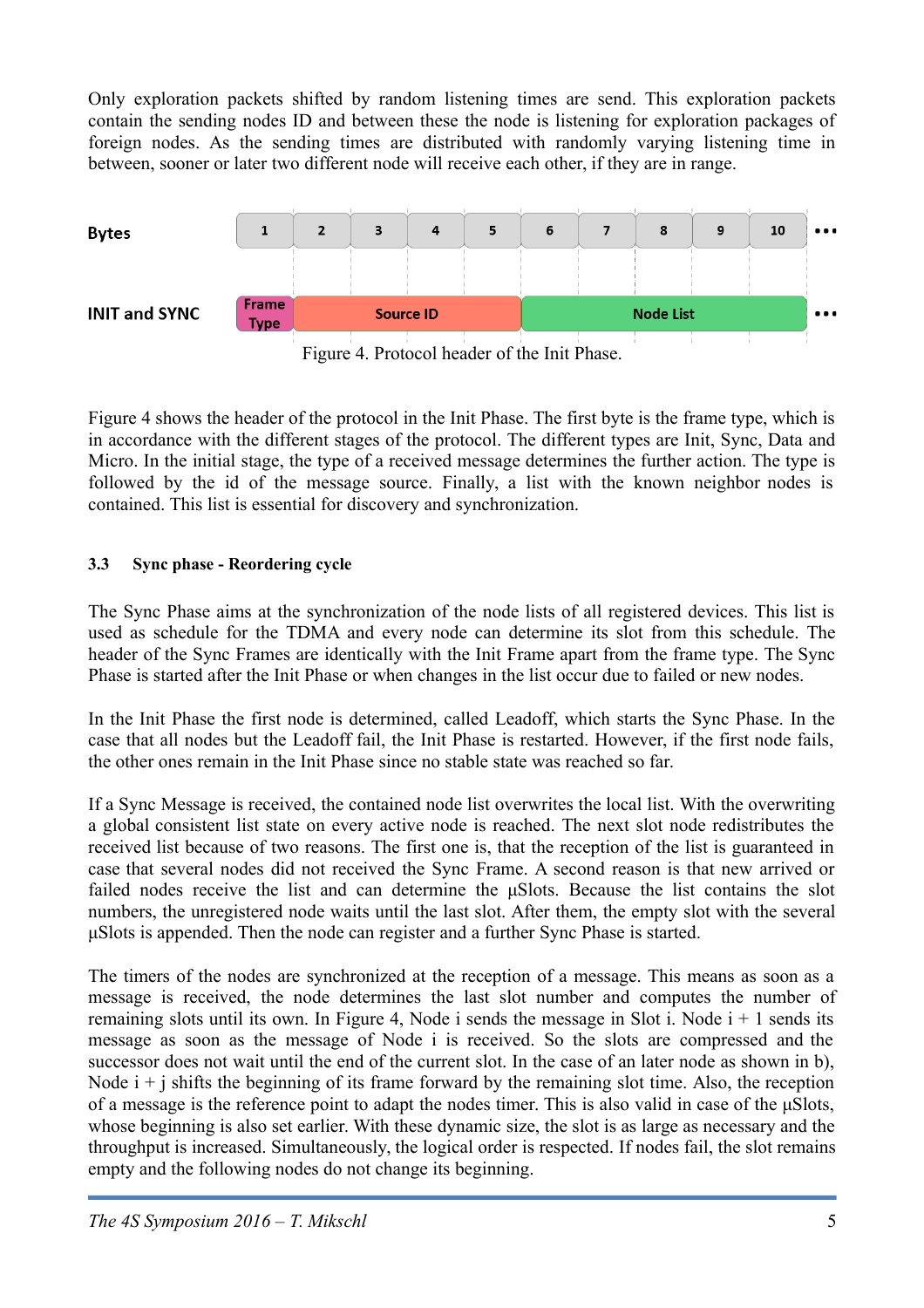Only exploration packets shifted by random listening times are send. This exploration packets contain the sending nodes ID and between these the node is listening for exploration packages of foreign nodes. As the sending times are distributed with randomly varying listening time in between, sooner or later two different node will receive each other, if they are in range.

| Bytes | 1 | 2 | 3 | 4 | 5 | 6 | 7 | 8 | 9 | 10 | ••• |
|---|---|---|---|---|---|---|---|---|---|---|---|
| INIT and SYNC | Frame Type | Source ID | | | | Node List | | | | | ••• |

Figure 4. Protocol header of the Init Phase.

Figure 4 shows the header of the protocol in the Init Phase. The first byte is the frame type, which is in accordance with the different stages of the protocol. The different types are Init, Sync, Data and Micro. In the initial stage, the type of a received message determines the further action. The type is followed by the id of the message source. Finally, a list with the known neighbor nodes is contained. This list is essential for discovery and synchronization.

### 3.3 Sync phase - Reordering cycle

The Sync Phase aims at the synchronization of the node lists of all registered devices. This list is used as schedule for the TDMA and every node can determine its slot from this schedule. The header of the Sync Frames are identically with the Init Frame apart from the frame type. The Sync Phase is started after the Init Phase or when changes in the list occur due to failed or new nodes.

In the Init Phase the first node is determined, called Leadoff, which starts the Sync Phase. In the case that all nodes but the Leadoff fail, the Init Phase is restarted. However, if the first node fails, the other ones remain in the Init Phase since no stable state was reached so far.

If a Sync Message is received, the contained node list overwrites the local list. With the overwriting a global consistent list state on every active node is reached. The next slot node redistributes the received list because of two reasons. The first one is, that the reception of the list is guaranteed in case that several nodes did not received the Sync Frame. A second reason is that new arrived or failed nodes receive the list and can determine the µSlots. Because the list contains the slot numbers, the unregistered node waits until the last slot. After them, the empty slot with the several µSlots is appended. Then the node can register and a further Sync Phase is started.

The timers of the nodes are synchronized at the reception of a message. This means as soon as a message is received, the node determines the last slot number and computes the number of remaining slots until its own. In Figure 4, Node i sends the message in Slot i. Node i + 1 sends its message as soon as the message of Node i is received. So the slots are compressed and the successor does not wait until the end of the current slot. In the case of an later node as shown in b), Node i + j shifts the beginning of its frame forward by the remaining slot time. Also, the reception of a message is the reference point to adapt the nodes timer. This is also valid in case of the µSlots, whose beginning is also set earlier. With these dynamic size, the slot is as large as necessary and the throughput is increased. Simultaneously, the logical order is respected. If nodes fail, the slot remains empty and the following nodes do not change its beginning.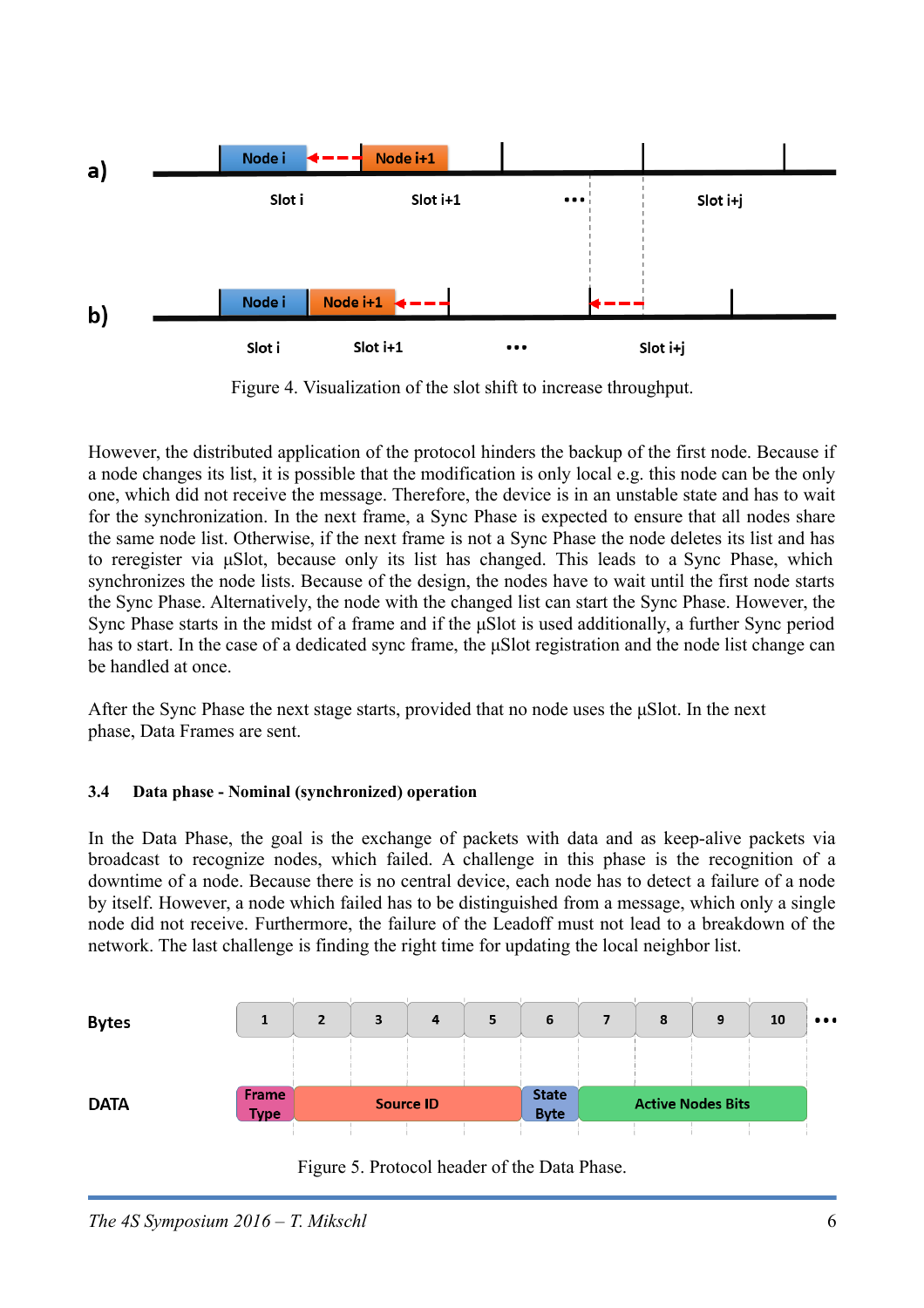Figure 4. Visualization of the slot shift to increase throughput.

However, the distributed application of the protocol hinders the backup of the first node. Because if a node changes its list, it is possible that the modification is only local e.g. this node can be the only one, which did not receive the message. Therefore, the device is in an unstable state and has to wait for the synchronization. In the next frame, a Sync Phase is expected to ensure that all nodes share the same node list. Otherwise, if the next frame is not a Sync Phase the node deletes its list and has to reregister via µSlot, because only its list has changed. This leads to a Sync Phase, which synchronizes the node lists. Because of the design, the nodes have to wait until the first node starts the Sync Phase. Alternatively, the node with the changed list can start the Sync Phase. However, the Sync Phase starts in the midst of a frame and if the µSlot is used additionally, a further Sync period has to start. In the case of a dedicated sync frame, the µSlot registration and the node list change can be handled at once.

After the Sync Phase the next stage starts, provided that no node uses the µSlot. In the next phase, Data Frames are sent.

### 3.4 Data phase - Nominal (synchronized) operation

In the Data Phase, the goal is the exchange of packets with data and as keep-alive packets via broadcast to recognize nodes, which failed. A challenge in this phase is the recognition of a downtime of a node. Because there is no central device, each node has to detect a failure of a node by itself. However, a node which failed has to be distinguished from a message, which only a single node did not receive. Furthermore, the failure of the Leadoff must not lead to a breakdown of the network. The last challenge is finding the right time for updating the local neighbor list.

Figure 5. Protocol header of the Data Phase.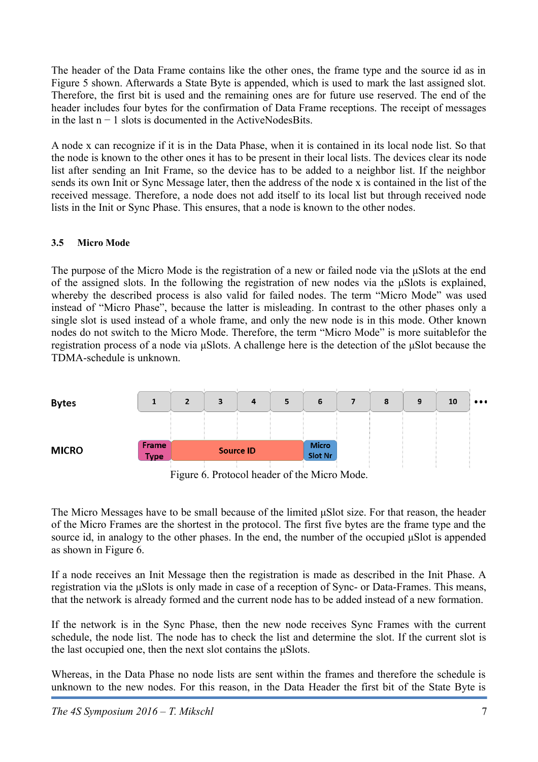The header of the Data Frame contains like the other ones, the frame type and the source id as in Figure 5 shown. Afterwards a State Byte is appended, which is used to mark the last assigned slot. Therefore, the first bit is used and the remaining ones are for future use reserved. The end of the header includes four bytes for the confirmation of Data Frame receptions. The receipt of messages in the last $n - 1$ slots is documented in the ActiveNodesBits.

A node x can recognize if it is in the Data Phase, when it is contained in its local node list. So that the node is known to the other ones it has to be present in their local lists. The devices clear its node list after sending an Init Frame, so the device has to be added to a neighbor list. If the neighbor sends its own Init or Sync Message later, then the address of the node x is contained in the list of the received message. Therefore, a node does not add itself to its local list but through received node lists in the Init or Sync Phase. This ensures, that a node is known to the other nodes.

### 3.5 Micro Mode

The purpose of the Micro Mode is the registration of a new or failed node via the µSlots at the end of the assigned slots. In the following the registration of new nodes via the µSlots is explained, whereby the described process is also valid for failed nodes. The term “Micro Mode” was used instead of “Micro Phase”, because the latter is misleading. In contrast to the other phases only a single slot is used instead of a whole frame, and only the new node is in this mode. Other known nodes do not switch to the Micro Mode. Therefore, the term “Micro Mode” is more suitablefor the registration process of a node via µSlots. A challenge here is the detection of the µSlot because the TDMA-schedule is unknown.

| Bytes | 1 | 2 | 3 | 4 | 5 | 6 | 7 | 8 | 9 | 10 | ••• |
|---|---|---|---|---|---|---|---|---|---|---|---|
| MICRO | Frame Type | Source ID | | | | Micro Slot Nr | | | | | |

Figure 6. Protocol header of the Micro Mode.

The Micro Messages have to be small because of the limited µSlot size. For that reason, the header of the Micro Frames are the shortest in the protocol. The first five bytes are the frame type and the source id, in analogy to the other phases. In the end, the number of the occupied µSlot is appended as shown in Figure 6.

If a node receives an Init Message then the registration is made as described in the Init Phase. A registration via the µSlots is only made in case of a reception of Sync- or Data-Frames. This means, that the network is already formed and the current node has to be added instead of a new formation.

If the network is in the Sync Phase, then the new node receives Sync Frames with the current schedule, the node list. The node has to check the list and determine the slot. If the current slot is the last occupied one, then the next slot contains the µSlots.

Whereas, in the Data Phase no node lists are sent within the frames and therefore the schedule is unknown to the new nodes. For this reason, in the Data Header the first bit of the State Byte is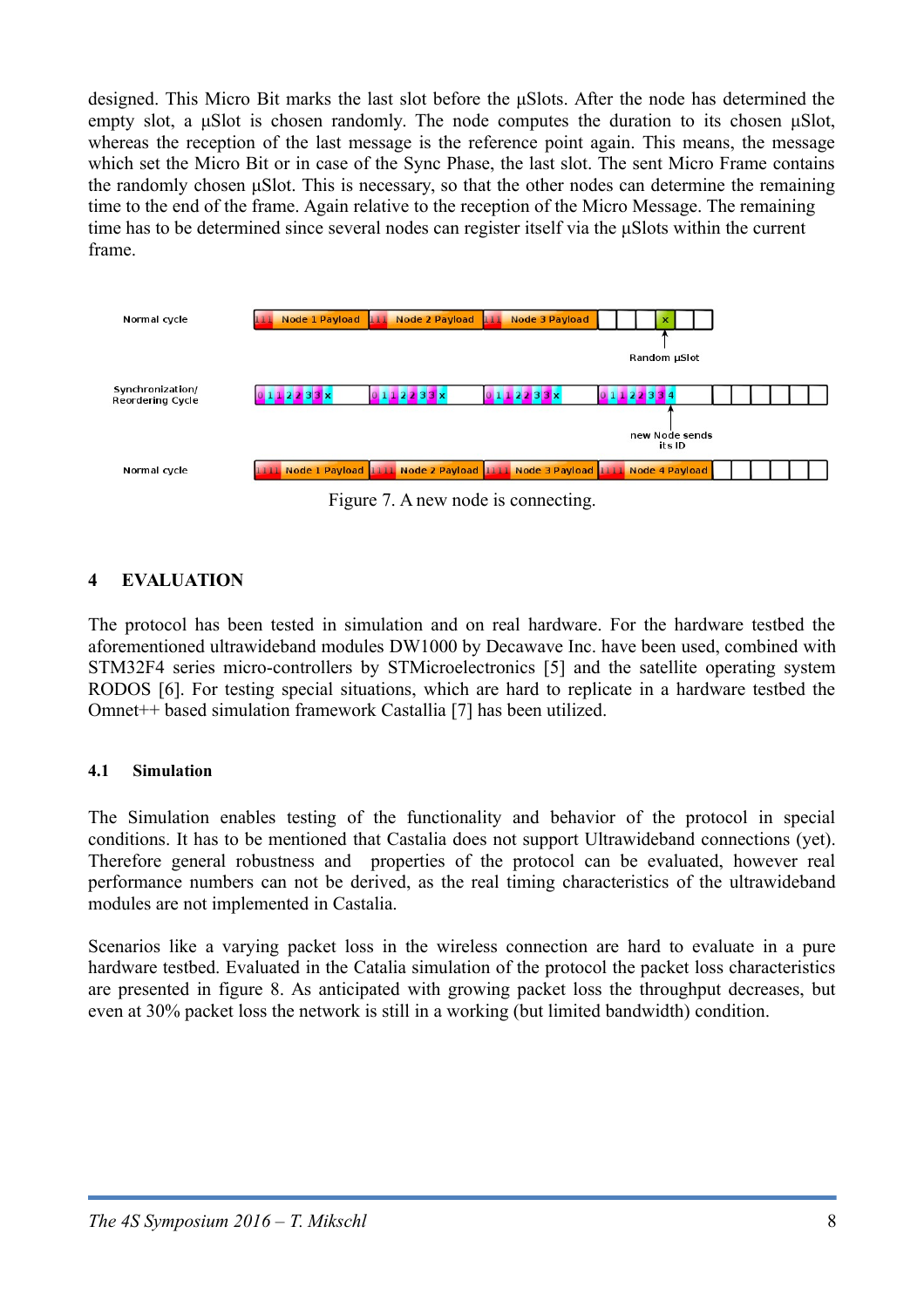designed. This Micro Bit marks the last slot before the µSlots. After the node has determined the empty slot, a µSlot is chosen randomly. The node computes the duration to its chosen µSlot, whereas the reception of the last message is the reference point again. This means, the message which set the Micro Bit or in case of the Sync Phase, the last slot. The sent Micro Frame contains the randomly chosen µSlot. This is necessary, so that the other nodes can determine the remaining time to the end of the frame. Again relative to the reception of the Micro Message. The remaining time has to be determined since several nodes can register itself via the µSlots within the current frame.

Figure 7. A new node is connecting.

## 4 EVALUATION

The protocol has been tested in simulation and on real hardware. For the hardware testbed the aforementioned ultrawideband modules DW1000 by Decawave Inc. have been used, combined with STM32F4 series micro-controllers by STMicroelectronics [5] and the satellite operating system RODOS [6]. For testing special situations, which are hard to replicate in a hardware testbed the Omnet++ based simulation framework Castallia [7] has been utilized.

### 4.1 Simulation

The Simulation enables testing of the functionality and behavior of the protocol in special conditions. It has to be mentioned that Castalia does not support Ultrawideband connections (yet). Therefore general robustness and properties of the protocol can be evaluated, however real performance numbers can not be derived, as the real timing characteristics of the ultrawideband modules are not implemented in Castalia.

Scenarios like a varying packet loss in the wireless connection are hard to evaluate in a pure hardware testbed. Evaluated in the Catalia simulation of the protocol the packet loss characteristics are presented in figure 8. As anticipated with growing packet loss the throughput decreases, but even at 30% packet loss the network is still in a working (but limited bandwidth) condition.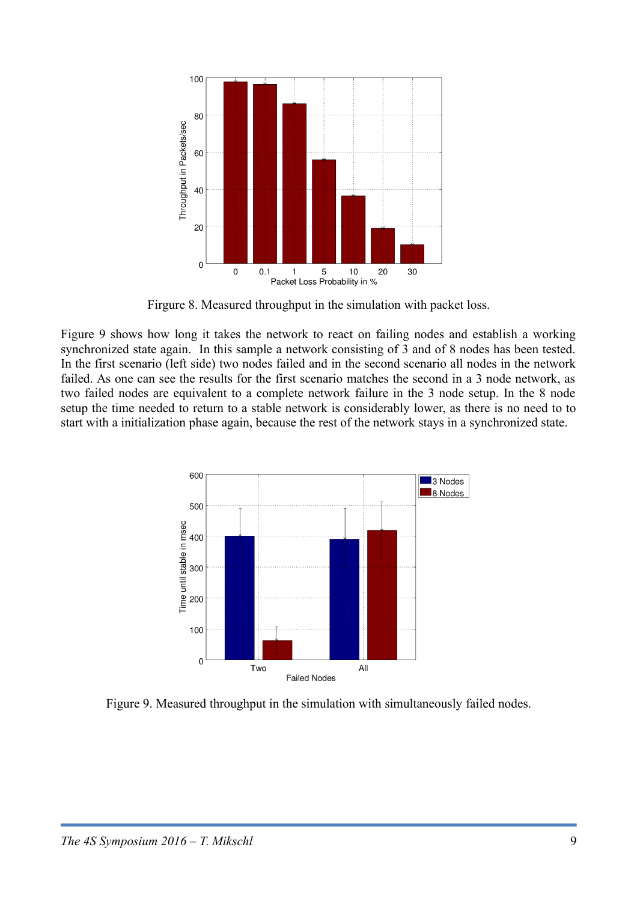Firgure 8. Measured throughput in the simulation with packet loss.

Figure 9 shows how long it takes the network to react on failing nodes and establish a working synchronized state again. In this sample a network consisting of 3 and of 8 nodes has been tested. In the first scenario (left side) two nodes failed and in the second scenario all nodes in the network failed. As one can see the results for the first scenario matches the second in a 3 node network, as two failed nodes are equivalent to a complete network failure in the 3 node setup. In the 8 node setup the time needed to return to a stable network is considerably lower, as there is no need to to start with a initialization phase again, because the rest of the network stays in a synchronized state.

Figure 9. Measured throughput in the simulation with simultaneously failed nodes.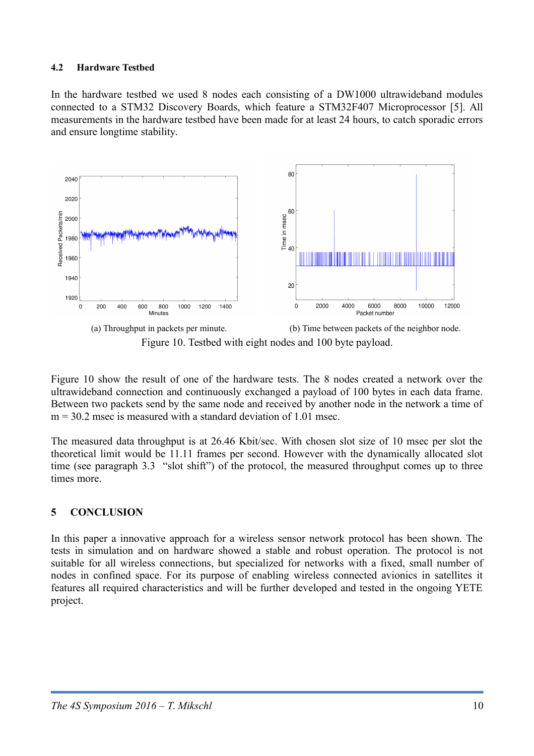### 4.2 Hardware Testbed

In the hardware testbed we used 8 nodes each consisting of a DW1000 ultrawideband modules connected to a STM32 Discovery Boards, which feature a STM32F407 Microprocessor [5]. All measurements in the hardware testbed have been made for at least 24 hours, to catch sporadic errors and ensure longtime stability.

(a) Throughput in packets per minute.

(b) Time between packets of the neighbor node.

Figure 10. Testbed with eight nodes and 100 byte payload.

Figure 10 show the result of one of the hardware tests. The 8 nodes created a network over the ultrawideband connection and continuously exchanged a payload of 100 bytes in each data frame. Between two packets send by the same node and received by another node in the network a time of m = 30.2 msec is measured with a standard deviation of 1.01 msec.

The measured data throughput is at 26.46 Kbit/sec. With chosen slot size of 10 msec per slot the theoretical limit would be 11.11 frames per second. However with the dynamically allocated slot time (see paragraph 3.3 "slot shift") of the protocol, the measured throughput comes up to three times more.

## 5 CONCLUSION

In this paper a innovative approach for a wireless sensor network protocol has been shown. The tests in simulation and on hardware showed a stable and robust operation. The protocol is not suitable for all wireless connections, but specialized for networks with a fixed, small number of nodes in confined space. For its purpose of enabling wireless connected avionics in satellites it features all required characteristics and will be further developed and tested in the ongoing YETE project.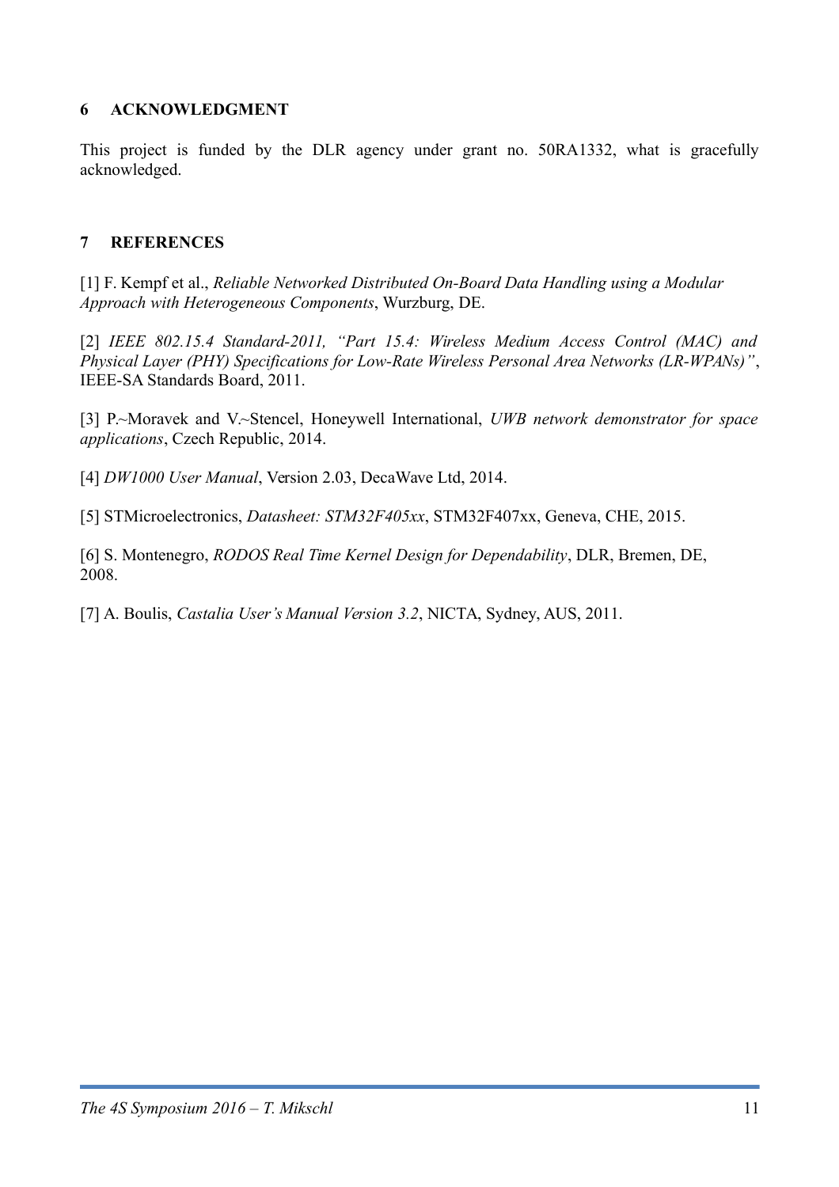## 6 ACKNOWLEDGMENT

This project is funded by the DLR agency under grant no. 50RA1332, what is gracefully acknowledged.

## 7 REFERENCES

[1] F. Kempf et al., *Reliable Networked Distributed On-Board Data Handling using a Modular Approach with Heterogeneous Components*, Wurzburg, DE.

[2] *IEEE 802.15.4 Standard-2011, "Part 15.4: Wireless Medium Access Control (MAC) and Physical Layer (PHY) Specifications for Low-Rate Wireless Personal Area Networks (LR-WPANs)"*, IEEE-SA Standards Board, 2011.

[3] P.~Moravek and V.~Stencel, Honeywell International, *UWB network demonstrator for space applications*, Czech Republic, 2014.

[4] *DW1000 User Manual*, Version 2.03, DecaWave Ltd, 2014.

[5] STMicroelectronics, *Datasheet: STM32F405xx*, STM32F407xx, Geneva, CHE, 2015.

[6] S. Montenegro, *RODOS Real Time Kernel Design for Dependability*, DLR, Bremen, DE, 2008.

[7] A. Boulis, *Castalia User's Manual Version 3.2*, NICTA, Sydney, AUS, 2011.